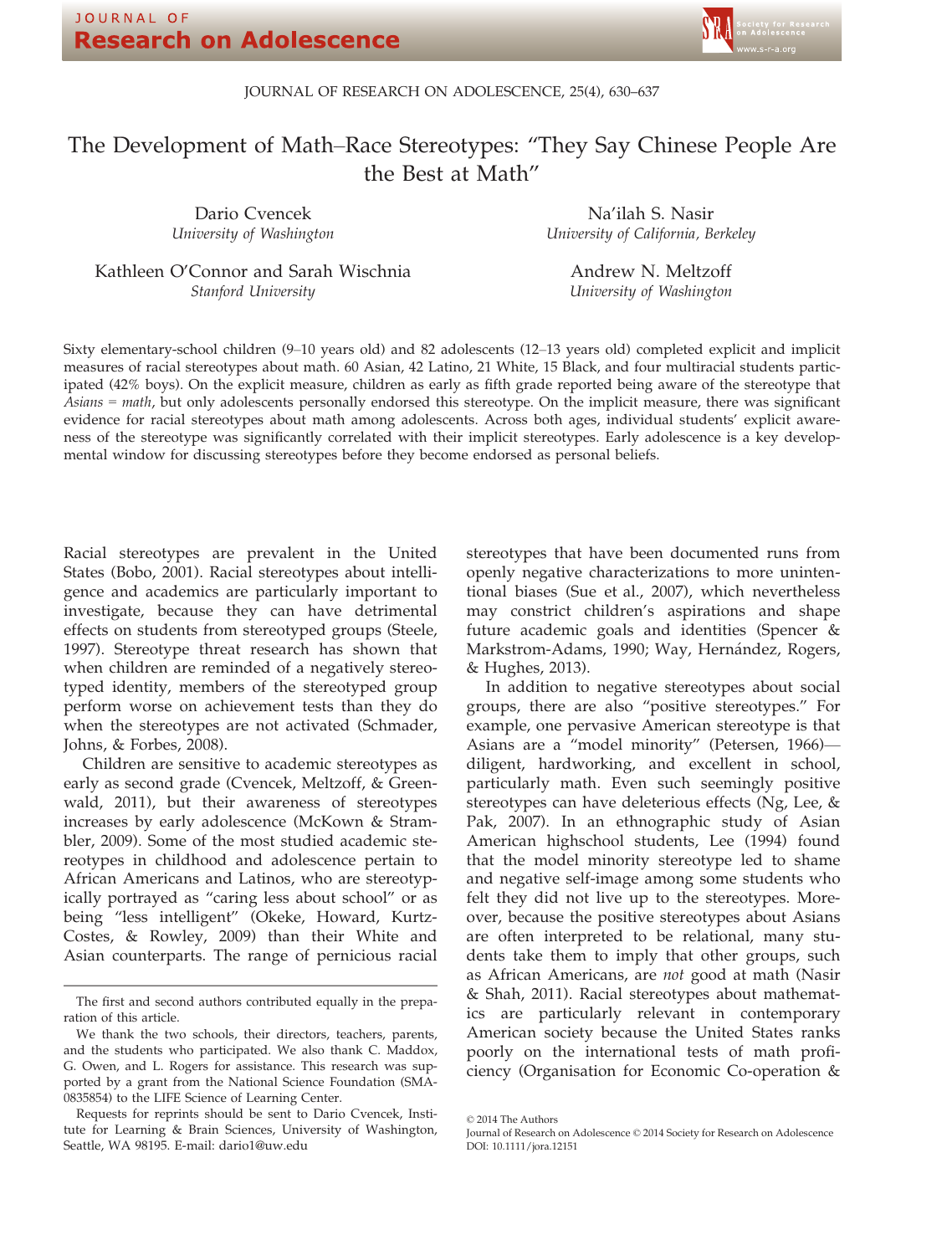# The Development of Math–Race Stereotypes: "They Say Chinese People Are the Best at Math"

Dario Cvencek
*University of Washington*

Na'ilah S. Nasir
*University of California, Berkeley*

Kathleen O'Connor and Sarah Wischnia
*Stanford University*

Andrew N. Meltzoff
*University of Washington*

Sixty elementary-school children (9–10 years old) and 82 adolescents (12–13 years old) completed explicit and implicit measures of racial stereotypes about math. 60 Asian, 42 Latino, 21 White, 15 Black, and four multiracial students participated (42% boys). On the explicit measure, children as early as fifth grade reported being aware of the stereotype that *Asians = math*, but only adolescents personally endorsed this stereotype. On the implicit measure, there was significant evidence for racial stereotypes about math among adolescents. Across both ages, individual students' explicit awareness of the stereotype was significantly correlated with their implicit stereotypes. Early adolescence is a key developmental window for discussing stereotypes before they become endorsed as personal beliefs.

Racial stereotypes are prevalent in the United States (Bobo, 2001). Racial stereotypes about intelligence and academics are particularly important to investigate, because they can have detrimental effects on students from stereotyped groups (Steele, 1997). Stereotype threat research has shown that when children are reminded of a negatively stereotyped identity, members of the stereotyped group perform worse on achievement tests than they do when the stereotypes are not activated (Schmader, Johns, & Forbes, 2008).

Children are sensitive to academic stereotypes as early as second grade (Cvencek, Meltzoff, & Greenwald, 2011), but their awareness of stereotypes increases by early adolescence (McKown & Strambler, 2009). Some of the most studied academic stereotypes in childhood and adolescence pertain to African Americans and Latinos, who are stereotypically portrayed as "caring less about school" or as being "less intelligent" (Okeke, Howard, Kurtz-Costes, & Rowley, 2009) than their White and Asian counterparts. The range of pernicious racial stereotypes that have been documented runs from openly negative characterizations to more unintentional biases (Sue et al., 2007), which nevertheless may constrict children's aspirations and shape future academic goals and identities (Spencer & Markstrom-Adams, 1990; Way, Hernández, Rogers, & Hughes, 2013).

In addition to negative stereotypes about social groups, there are also "positive stereotypes." For example, one pervasive American stereotype is that Asians are a "model minority" (Petersen, 1966)—diligent, hardworking, and excellent in school, particularly math. Even such seemingly positive stereotypes can have deleterious effects (Ng, Lee, & Pak, 2007). In an ethnographic study of Asian American highschool students, Lee (1994) found that the model minority stereotype led to shame and negative self-image among some students who felt they did not live up to the stereotypes. Moreover, because the positive stereotypes about Asians are often interpreted to be relational, many students take them to imply that other groups, such as African Americans, are *not* good at math (Nasir & Shah, 2011). Racial stereotypes about mathematics are particularly relevant in contemporary American society because the United States ranks poorly on the international tests of math proficiency (Organisation for Economic Co-operation &

The first and second authors contributed equally in the preparation of this article.

We thank the two schools, their directors, teachers, parents, and the students who participated. We also thank C. Maddox, G. Owen, and L. Rogers for assistance. This research was supported by a grant from the National Science Foundation (SMA-0835854) to the LIFE Science of Learning Center.

Requests for reprints should be sent to Dario Cvencek, Institute for Learning & Brain Sciences, University of Washington, Seattle, WA 98195. E-mail: dario1@uw.edu

© 2014 The Authors
Journal of Research on Adolescence © 2014 Society for Research on Adolescence
DOI: 10.1111/jora.12151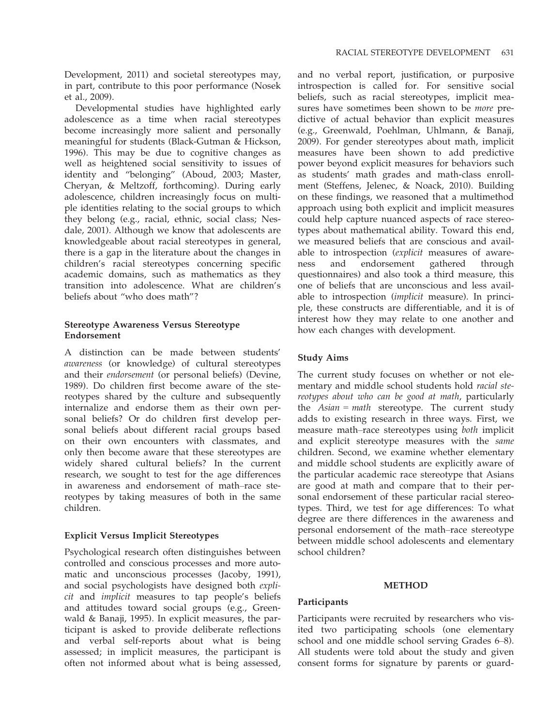Development, 2011) and societal stereotypes may, in part, contribute to this poor performance (Nosek et al., 2009).

Developmental studies have highlighted early adolescence as a time when racial stereotypes become increasingly more salient and personally meaningful for students (Black-Gutman & Hickson, 1996). This may be due to cognitive changes as well as heightened social sensitivity to issues of identity and "belonging" (Aboud, 2003; Master, Cheryan, & Meltzoff, forthcoming). During early adolescence, children increasingly focus on multiple identities relating to the social groups to which they belong (e.g., racial, ethnic, social class; Nesdale, 2001). Although we know that adolescents are knowledgeable about racial stereotypes in general, there is a gap in the literature about the changes in children's racial stereotypes concerning specific academic domains, such as mathematics as they transition into adolescence. What are children's beliefs about "who does math"?

### Stereotype Awareness Versus Stereotype Endorsement

A distinction can be made between students' *awareness* (or knowledge) of cultural stereotypes and their *endorsement* (or personal beliefs) (Devine, 1989). Do children first become aware of the stereotypes shared by the culture and subsequently internalize and endorse them as their own personal beliefs? Or do children first develop personal beliefs about different racial groups based on their own encounters with classmates, and only then become aware that these stereotypes are widely shared cultural beliefs? In the current research, we sought to test for the age differences in awareness and endorsement of math–race stereotypes by taking measures of both in the same children.

### Explicit Versus Implicit Stereotypes

Psychological research often distinguishes between controlled and conscious processes and more automatic and unconscious processes (Jacoby, 1991), and social psychologists have designed both *explicit* and *implicit* measures to tap people's beliefs and attitudes toward social groups (e.g., Greenwald & Banaji, 1995). In explicit measures, the participant is asked to provide deliberate reflections and verbal self-reports about what is being assessed; in implicit measures, the participant is often not informed about what is being assessed, and no verbal report, justification, or purposive introspection is called for. For sensitive social beliefs, such as racial stereotypes, implicit measures have sometimes been shown to be *more* predictive of actual behavior than explicit measures (e.g., Greenwald, Poehlman, Uhlmann, & Banaji, 2009). For gender stereotypes about math, implicit measures have been shown to add predictive power beyond explicit measures for behaviors such as students' math grades and math-class enrollment (Steffens, Jelenec, & Noack, 2010). Building on these findings, we reasoned that a multimethod approach using both explicit and implicit measures could help capture nuanced aspects of race stereotypes about mathematical ability. Toward this end, we measured beliefs that are conscious and available to introspection (*explicit* measures of awareness and endorsement gathered through questionnaires) and also took a third measure, this one of beliefs that are unconscious and less available to introspection (*implicit* measure). In principle, these constructs are differentiable, and it is of interest how they may relate to one another and how each changes with development.

### Study Aims

The current study focuses on whether or not elementary and middle school students hold *racial stereotypes about who can be good at math*, particularly the *Asian = math* stereotype. The current study adds to existing research in three ways. First, we measure math–race stereotypes using *both* implicit and explicit stereotype measures with the *same* children. Second, we examine whether elementary and middle school students are explicitly aware of the particular academic race stereotype that Asians are good at math and compare that to their personal endorsement of these particular racial stereotypes. Third, we test for age differences: To what degree are there differences in the awareness and personal endorsement of the math–race stereotype between middle school adolescents and elementary school children?

## METHOD

### Participants

Participants were recruited by researchers who visited two participating schools (one elementary school and one middle school serving Grades 6–8). All students were told about the study and given consent forms for signature by parents or guard-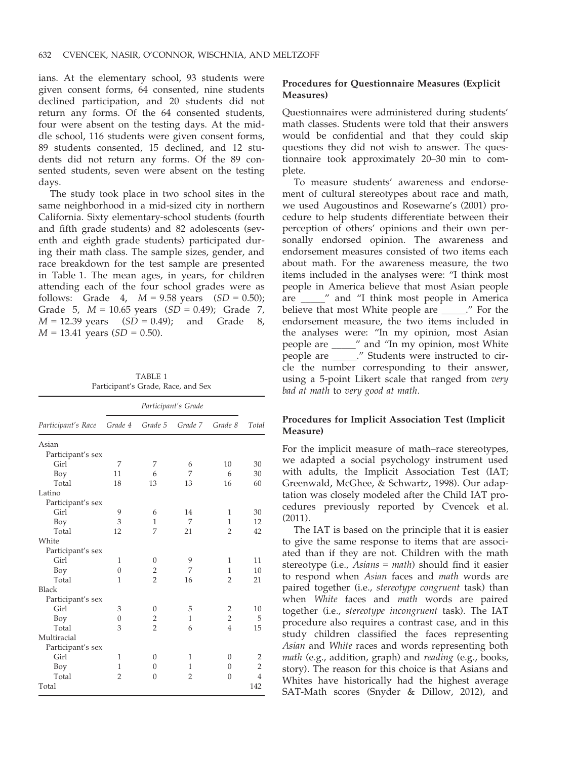ians. At the elementary school, 93 students were given consent forms, 64 consented, nine students declined participation, and 20 students did not return any forms. Of the 64 consented students, four were absent on the testing days. At the middle school, 116 students were given consent forms, 89 students consented, 15 declined, and 12 students did not return any forms. Of the 89 consented students, seven were absent on the testing days.

The study took place in two school sites in the same neighborhood in a mid-sized city in northern California. Sixty elementary-school students (fourth and fifth grade students) and 82 adolescents (seventh and eighth grade students) participated during their math class. The sample sizes, gender, and race breakdown for the test sample are presented in Table 1. The mean ages, in years, for children attending each of the four school grades were as follows: Grade 4, $M = 9.58$ years ($SD = 0.50$); Grade 5, $M = 10.65$ years ($SD = 0.49$); Grade 7, $M = 12.39$ years ($SD = 0.49$); and Grade 8, $M = 13.41$ years ($SD = 0.50$).

TABLE 1
Participant's Grade, Race, and Sex

| | *Participant's Grade* | | | | |
|---|---|---|---|---|---|
| *Participant's Race* | *Grade 4* | *Grade 5* | *Grade 7* | *Grade 8* | *Total* |
| Asian | | | | | |
| Participant's sex | | | | | |
| Girl | 7 | 7 | 6 | 10 | 30 |
| Boy | 11 | 6 | 7 | 6 | 30 |
| Total | 18 | 13 | 13 | 16 | 60 |
| Latino | | | | | |
| Participant's sex | | | | | |
| Girl | 9 | 6 | 14 | 1 | 30 |
| Boy | 3 | 1 | 7 | 1 | 12 |
| Total | 12 | 7 | 21 | 2 | 42 |
| White | | | | | |
| Participant's sex | | | | | |
| Girl | 1 | 0 | 9 | 1 | 11 |
| Boy | 0 | 2 | 7 | 1 | 10 |
| Total | 1 | 2 | 16 | 2 | 21 |
| Black | | | | | |
| Participant's sex | | | | | |
| Girl | 3 | 0 | 5 | 2 | 10 |
| Boy | 0 | 2 | 1 | 2 | 5 |
| Total | 3 | 2 | 6 | 4 | 15 |
| Multiracial | | | | | |
| Participant's sex | | | | | |
| Girl | 1 | 0 | 1 | 0 | 2 |
| Boy | 1 | 0 | 1 | 0 | 2 |
| Total | 2 | 0 | 2 | 0 | 4 |
| Total | | | | | 142 |

### Procedures for Questionnaire Measures (Explicit Measures)

Questionnaires were administered during students' math classes. Students were told that their answers would be confidential and that they could skip questions they did not wish to answer. The questionnaire took approximately 20–30 min to complete.

To measure students' awareness and endorsement of cultural stereotypes about race and math, we used Augoustinos and Rosewarne's (2001) procedure to help students differentiate between their perception of others' opinions and their own personally endorsed opinion. The awareness and endorsement measures consisted of two items each about math. For the awareness measure, the two items included in the analyses were: "I think most people in America believe that most Asian people are _____" and "I think most people in America believe that most White people are _____." For the endorsement measure, the two items included in the analyses were: "In my opinion, most Asian people are _____" and "In my opinion, most White people are _____." Students were instructed to circle the number corresponding to their answer, using a 5-point Likert scale that ranged from *very bad at math* to *very good at math*.

### Procedures for Implicit Association Test (Implicit Measure)

For the implicit measure of math–race stereotypes, we adapted a social psychology instrument used with adults, the Implicit Association Test (IAT; Greenwald, McGhee, & Schwartz, 1998). Our adaptation was closely modeled after the Child IAT procedures previously reported by Cvencek et al. (2011).

The IAT is based on the principle that it is easier to give the same response to items that are associated than if they are not. Children with the math stereotype (i.e., *Asians = math*) should find it easier to respond when *Asian* faces and *math* words are paired together (i.e., *stereotype congruent* task) than when *White* faces and *math* words are paired together (i.e., *stereotype incongruent* task). The IAT procedure also requires a contrast case, and in this study children classified the faces representing *Asian* and *White* races and words representing both *math* (e.g., addition, graph) and *reading* (e.g., books, story). The reason for this choice is that Asians and Whites have historically had the highest average SAT-Math scores (Snyder & Dillow, 2012), and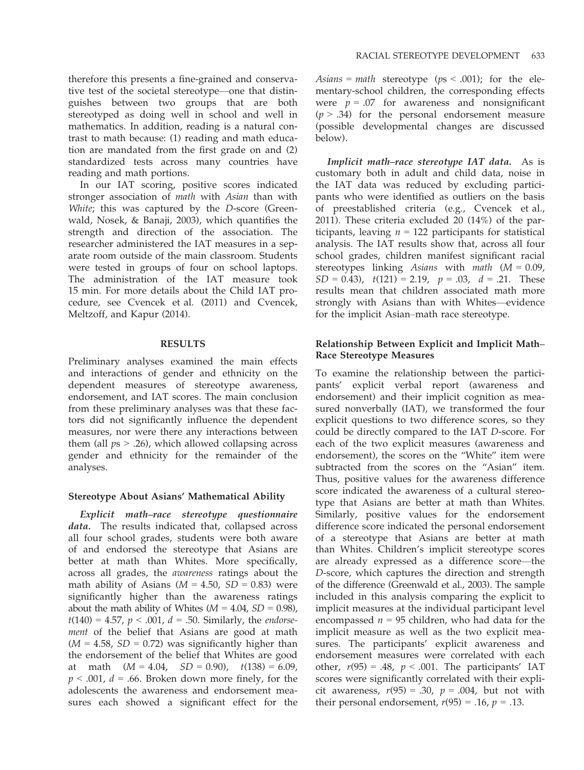therefore this presents a fine-grained and conservative test of the societal stereotype—one that distinguishes between two groups that are both stereotyped as doing well in school and well in mathematics. In addition, reading is a natural contrast to math because: (1) reading and math education are mandated from the first grade on and (2) standardized tests across many countries have reading and math portions.

In our IAT scoring, positive scores indicated stronger association of *math* with *Asian* than with *White*; this was captured by the *D*-score (Greenwald, Nosek, & Banaji, 2003), which quantifies the strength and direction of the association. The researcher administered the IAT measures in a separate room outside of the main classroom. Students were tested in groups of four on school laptops. The administration of the IAT measure took 15 min. For more details about the Child IAT procedure, see Cvencek et al. (2011) and Cvencek, Meltzoff, and Kapur (2014).

## RESULTS

Preliminary analyses examined the main effects and interactions of gender and ethnicity on the dependent measures of stereotype awareness, endorsement, and IAT scores. The main conclusion from these preliminary analyses was that these factors did not significantly influence the dependent measures, nor were there any interactions between them (all $ps > .26$), which allowed collapsing across gender and ethnicity for the remainder of the analyses.

### Stereotype About Asians' Mathematical Ability

***Explicit math–race stereotype questionnaire data.*** The results indicated that, collapsed across all four school grades, students were both aware of and endorsed the stereotype that Asians are better at math than Whites. More specifically, across all grades, the *awareness* ratings about the math ability of Asians ($M = 4.50$, $SD = 0.83$) were significantly higher than the awareness ratings about the math ability of Whites ($M = 4.04$, $SD = 0.98$), $t(140) = 4.57$, $p < .001$, $d = .50$. Similarly, the *endorsement* of the belief that Asians are good at math ($M = 4.58$, $SD = 0.72$) was significantly higher than the endorsement of the belief that Whites are good at math ($M = 4.04$, $SD = 0.90$), $t(138) = 6.09$, $p < .001$, $d = .66$. Broken down more finely, for the adolescents the awareness and endorsement measures each showed a significant effect for the *Asians = math* stereotype ($ps < .001$); for the elementary-school children, the corresponding effects were $p = .07$ for awareness and nonsignificant ($p > .34$) for the personal endorsement measure (possible developmental changes are discussed below).

***Implicit math–race stereotype IAT data.*** As is customary both in adult and child data, noise in the IAT data was reduced by excluding participants who were identified as outliers on the basis of preestablished criteria (e.g., Cvencek et al., 2011). These criteria excluded 20 (14%) of the participants, leaving $n = 122$ participants for statistical analysis. The IAT results show that, across all four school grades, children manifest significant racial stereotypes linking *Asians* with *math* ($M = 0.09$, $SD = 0.43$), $t(121) = 2.19$, $p = .03$, $d = .21$. These results mean that children associated math more strongly with Asians than with Whites—evidence for the implicit Asian–math race stereotype.

### Relationship Between Explicit and Implicit Math–Race Stereotype Measures

To examine the relationship between the participants' explicit verbal report (awareness and endorsement) and their implicit cognition as measured nonverbally (IAT), we transformed the four explicit questions to two difference scores, so they could be directly compared to the IAT *D*-score. For each of the two explicit measures (awareness and endorsement), the scores on the "White" item were subtracted from the scores on the "Asian" item. Thus, positive values for the awareness difference score indicated the awareness of a cultural stereotype that Asians are better at math than Whites. Similarly, positive values for the endorsement difference score indicated the personal endorsement of a stereotype that Asians are better at math than Whites. Children's implicit stereotype scores are already expressed as a difference score—the *D*-score, which captures the direction and strength of the difference (Greenwald et al., 2003). The sample included in this analysis comparing the explicit to implicit measures at the individual participant level encompassed $n = 95$ children, who had data for the implicit measure as well as the two explicit measures. The participants' explicit awareness and endorsement measures were correlated with each other, $r(95) = .48$, $p < .001$. The participants' IAT scores were significantly correlated with their explicit awareness, $r(95) = .30$, $p = .004$, but not with their personal endorsement, $r(95) = .16$, $p = .13$.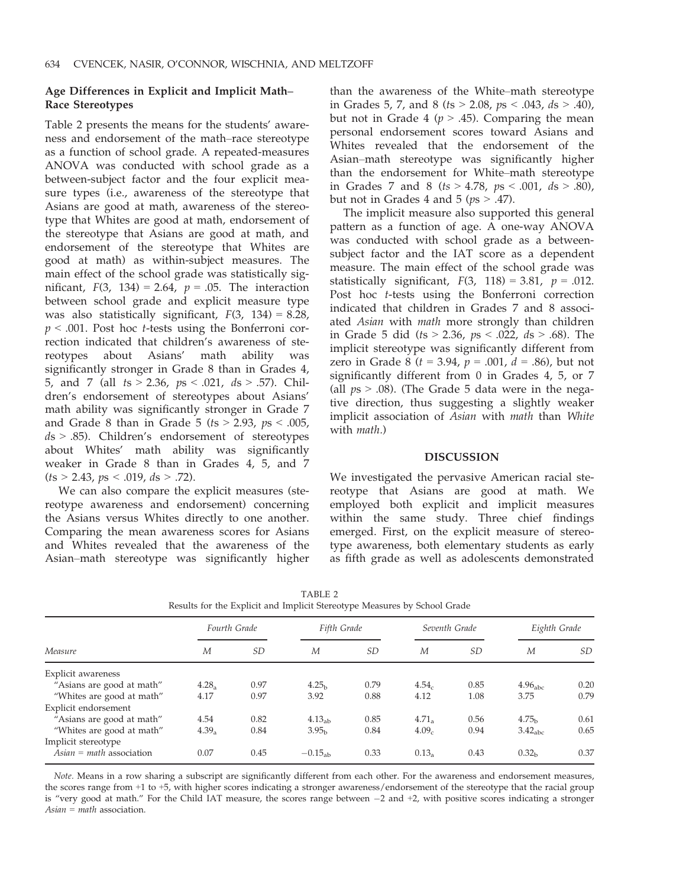### Age Differences in Explicit and Implicit Math–Race Stereotypes

Table 2 presents the means for the students' awareness and endorsement of the math–race stereotype as a function of school grade. A repeated-measures ANOVA was conducted with school grade as a between-subject factor and the four explicit measure types (i.e., awareness of the stereotype that Asians are good at math, awareness of the stereotype that Whites are good at math, endorsement of the stereotype that Asians are good at math, and endorsement of the stereotype that Whites are good at math) as within-subject measures. The main effect of the school grade was statistically significant, $F(3, 134) = 2.64$, $p = .05$. The interaction between school grade and explicit measure type was also statistically significant, $F(3, 134) = 8.28$, $p < .001$. Post hoc $t$-tests using the Bonferroni correction indicated that children's awareness of stereotypes about Asians' math ability was significantly stronger in Grade 8 than in Grades 4, 5, and 7 (all $t$s > 2.36, $p$s < .021, $d$s > .57). Children's endorsement of stereotypes about Asians' math ability was significantly stronger in Grade 7 and Grade 8 than in Grade 5 ($t$s > 2.93, $p$s < .005, $d$s > .85). Children's endorsement of stereotypes about Whites' math ability was significantly weaker in Grade 8 than in Grades 4, 5, and 7 ($t$s > 2.43, $p$s < .019, $d$s > .72).

We can also compare the explicit measures (stereotype awareness and endorsement) concerning the Asians versus Whites directly to one another. Comparing the mean awareness scores for Asians and Whites revealed that the awareness of the Asian–math stereotype was significantly higher than the awareness of the White–math stereotype in Grades 5, 7, and 8 ($t$s > 2.08, $p$s < .043, $d$s > .40), but not in Grade 4 ($p$ > .45). Comparing the mean personal endorsement scores toward Asians and Whites revealed that the endorsement of the Asian–math stereotype was significantly higher than the endorsement for White–math stereotype in Grades 7 and 8 ($t$s > 4.78, $p$s < .001, $d$s > .80), but not in Grades 4 and 5 ($p$s > .47).

The implicit measure also supported this general pattern as a function of age. A one-way ANOVA was conducted with school grade as a between-subject factor and the IAT score as a dependent measure. The main effect of the school grade was statistically significant, $F(3, 118) = 3.81$, $p = .012$. Post hoc $t$-tests using the Bonferroni correction indicated that children in Grades 7 and 8 associated *Asian* with *math* more strongly than children in Grade 5 did ($t$s > 2.36, $p$s < .022, $d$s > .68). The implicit stereotype was significantly different from zero in Grade 8 ($t = 3.94$, $p = .001$, $d = .86$), but not significantly different from 0 in Grades 4, 5, or 7 (all $p$s > .08). (The Grade 5 data were in the negative direction, thus suggesting a slightly weaker implicit association of *Asian* with *math* than *White* with *math*.)

## DISCUSSION

We investigated the pervasive American racial stereotype that Asians are good at math. We employed both explicit and implicit measures within the same study. Three chief findings emerged. First, on the explicit measure of stereotype awareness, both elementary students as early as fifth grade as well as adolescents demonstrated

TABLE 2
Results for the Explicit and Implicit Stereotype Measures by School Grade

| Measure | *Fourth Grade* | | *Fifth Grade* | | *Seventh Grade* | | *Eighth Grade* | |
|---|---|---|---|---|---|---|---|---|
| | *M* | *SD* | *M* | *SD* | *M* | *SD* | *M* | *SD* |
| Explicit awareness | | | | | | | | |
| "Asians are good at math" | $4.28_{a}$ | 0.97 | $4.25_{b}$ | 0.79 | $4.54_{c}$ | 0.85 | $4.96_{abc}$ | 0.20 |
| "Whites are good at math" | 4.17 | 0.97 | 3.92 | 0.88 | 4.12 | 1.08 | 3.75 | 0.79 |
| Explicit endorsement | | | | | | | | |
| "Asians are good at math" | 4.54 | 0.82 | $4.13_{ab}$ | 0.85 | $4.71_{a}$ | 0.56 | $4.75_{b}$ | 0.61 |
| "Whites are good at math" | $4.39_{a}$ | 0.84 | $3.95_{b}$ | 0.84 | $4.09_{c}$ | 0.94 | $3.42_{abc}$ | 0.65 |
| Implicit stereotype | | | | | | | | |
| *Asian = math* association | 0.07 | 0.45 | $-0.15_{ab}$ | 0.33 | $0.13_{a}$ | 0.43 | $0.32_{b}$ | 0.37 |

*Note.* Means in a row sharing a subscript are significantly different from each other. For the awareness and endorsement measures, the scores range from +1 to +5, with higher scores indicating a stronger awareness/endorsement of the stereotype that the racial group is "very good at math." For the Child IAT measure, the scores range between −2 and +2, with positive scores indicating a stronger *Asian = math* association.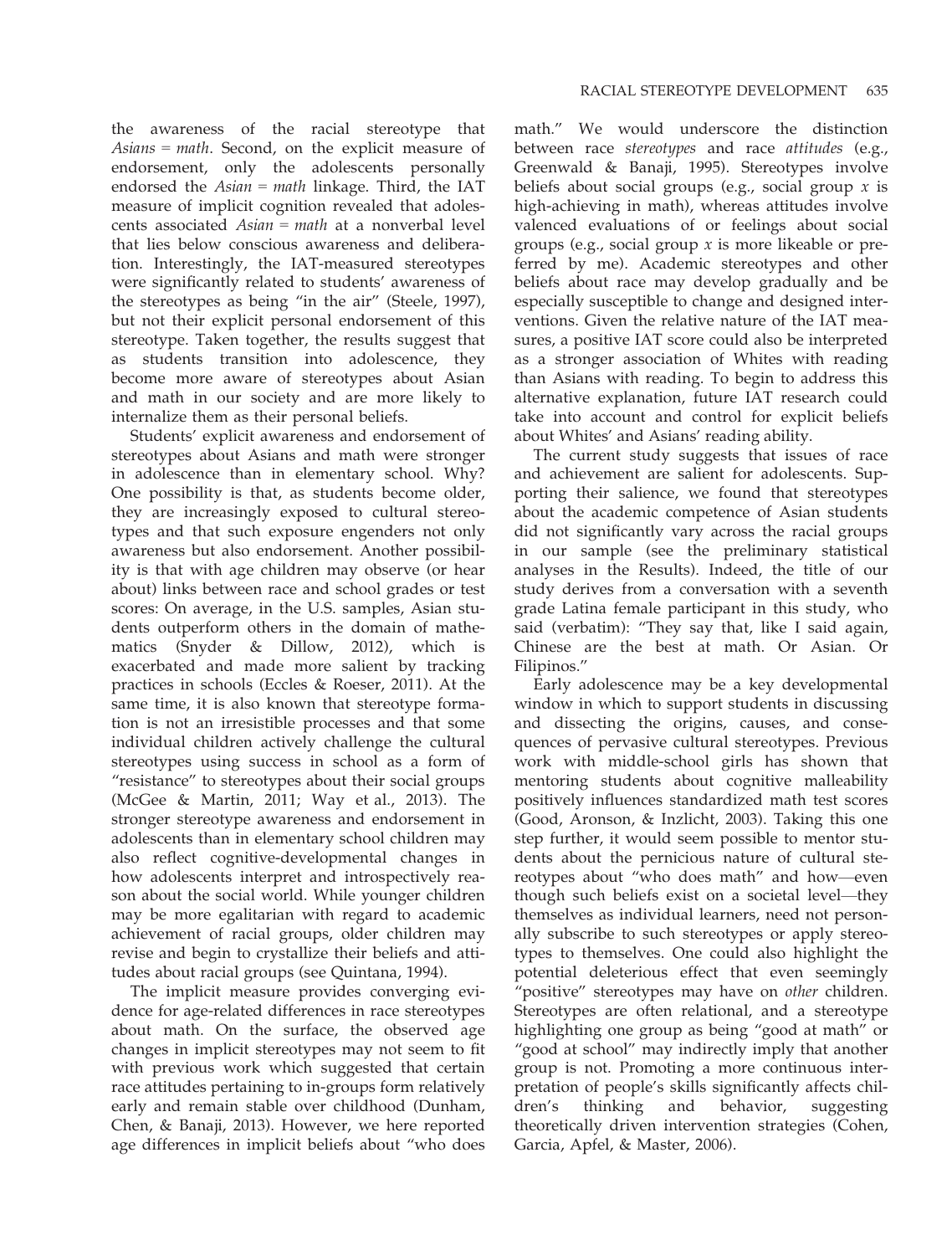the awareness of the racial stereotype that *Asians = math*. Second, on the explicit measure of endorsement, only the adolescents personally endorsed the *Asian = math* linkage. Third, the IAT measure of implicit cognition revealed that adolescents associated *Asian = math* at a nonverbal level that lies below conscious awareness and deliberation. Interestingly, the IAT-measured stereotypes were significantly related to students' awareness of the stereotypes as being "in the air" (Steele, 1997), but not their explicit personal endorsement of this stereotype. Taken together, the results suggest that as students transition into adolescence, they become more aware of stereotypes about Asian and math in our society and are more likely to internalize them as their personal beliefs.

Students' explicit awareness and endorsement of stereotypes about Asians and math were stronger in adolescence than in elementary school. Why? One possibility is that, as students become older, they are increasingly exposed to cultural stereotypes and that such exposure engenders not only awareness but also endorsement. Another possibility is that with age children may observe (or hear about) links between race and school grades or test scores: On average, in the U.S. samples, Asian students outperform others in the domain of mathematics (Snyder & Dillow, 2012), which is exacerbated and made more salient by tracking practices in schools (Eccles & Roeser, 2011). At the same time, it is also known that stereotype formation is not an irresistible processes and that some individual children actively challenge the cultural stereotypes using success in school as a form of "resistance" to stereotypes about their social groups (McGee & Martin, 2011; Way et al., 2013). The stronger stereotype awareness and endorsement in adolescents than in elementary school children may also reflect cognitive-developmental changes in how adolescents interpret and introspectively reason about the social world. While younger children may be more egalitarian with regard to academic achievement of racial groups, older children may revise and begin to crystallize their beliefs and attitudes about racial groups (see Quintana, 1994).

The implicit measure provides converging evidence for age-related differences in race stereotypes about math. On the surface, the observed age changes in implicit stereotypes may not seem to fit with previous work which suggested that certain race attitudes pertaining to in-groups form relatively early and remain stable over childhood (Dunham, Chen, & Banaji, 2013). However, we here reported age differences in implicit beliefs about "who does math." We would underscore the distinction between race *stereotypes* and race *attitudes* (e.g., Greenwald & Banaji, 1995). Stereotypes involve beliefs about social groups (e.g., social group *x* is high-achieving in math), whereas attitudes involve valenced evaluations of or feelings about social groups (e.g., social group *x* is more likeable or preferred by me). Academic stereotypes and other beliefs about race may develop gradually and be especially susceptible to change and designed interventions. Given the relative nature of the IAT measures, a positive IAT score could also be interpreted as a stronger association of Whites with reading than Asians with reading. To begin to address this alternative explanation, future IAT research could take into account and control for explicit beliefs about Whites' and Asians' reading ability.

The current study suggests that issues of race and achievement are salient for adolescents. Supporting their salience, we found that stereotypes about the academic competence of Asian students did not significantly vary across the racial groups in our sample (see the preliminary statistical analyses in the Results). Indeed, the title of our study derives from a conversation with a seventh grade Latina female participant in this study, who said (verbatim): "They say that, like I said again, Chinese are the best at math. Or Asian. Or Filipinos."

Early adolescence may be a key developmental window in which to support students in discussing and dissecting the origins, causes, and consequences of pervasive cultural stereotypes. Previous work with middle-school girls has shown that mentoring students about cognitive malleability positively influences standardized math test scores (Good, Aronson, & Inzlicht, 2003). Taking this one step further, it would seem possible to mentor students about the pernicious nature of cultural stereotypes about "who does math" and how—even though such beliefs exist on a societal level—they themselves as individual learners, need not personally subscribe to such stereotypes or apply stereotypes to themselves. One could also highlight the potential deleterious effect that even seemingly "positive" stereotypes may have on *other* children. Stereotypes are often relational, and a stereotype highlighting one group as being "good at math" or "good at school" may indirectly imply that another group is not. Promoting a more continuous interpretation of people's skills significantly affects children's thinking and behavior, suggesting theoretically driven intervention strategies (Cohen, Garcia, Apfel, & Master, 2006).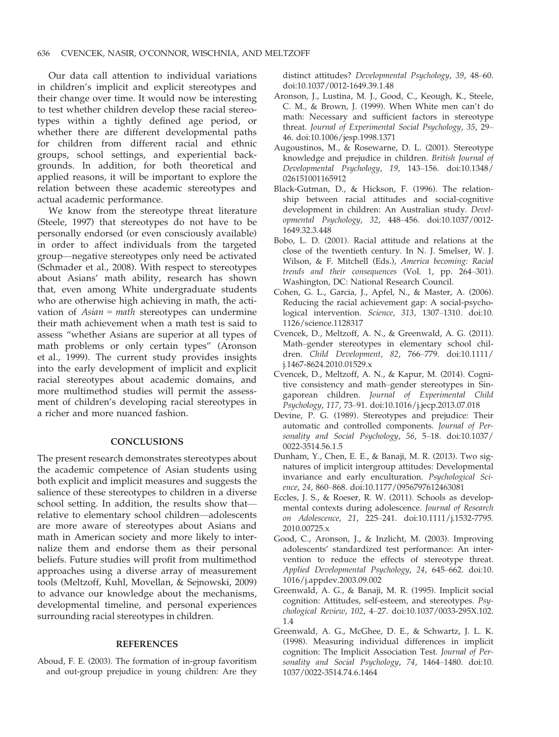Our data call attention to individual variations in children's implicit and explicit stereotypes and their change over time. It would now be interesting to test whether children develop these racial stereotypes within a tightly defined age period, or whether there are different developmental paths for children from different racial and ethnic groups, school settings, and experiential backgrounds. In addition, for both theoretical and applied reasons, it will be important to explore the relation between these academic stereotypes and actual academic performance.

We know from the stereotype threat literature (Steele, 1997) that stereotypes do not have to be personally endorsed (or even consciously available) in order to affect individuals from the targeted group—negative stereotypes only need be activated (Schmader et al., 2008). With respect to stereotypes about Asians' math ability, research has shown that, even among White undergraduate students who are otherwise high achieving in math, the activation of *Asian = math* stereotypes can undermine their math achievement when a math test is said to assess "whether Asians are superior at all types of math problems or only certain types" (Aronson et al., 1999). The current study provides insights into the early development of implicit and explicit racial stereotypes about academic domains, and more multimethod studies will permit the assessment of children's developing racial stereotypes in a richer and more nuanced fashion.

## CONCLUSIONS

The present research demonstrates stereotypes about the academic competence of Asian students using both explicit and implicit measures and suggests the salience of these stereotypes to children in a diverse school setting. In addition, the results show that—relative to elementary school children—adolescents are more aware of stereotypes about Asians and math in American society and more likely to internalize them and endorse them as their personal beliefs. Future studies will profit from multimethod approaches using a diverse array of measurement tools (Meltzoff, Kuhl, Movellan, & Sejnowski, 2009) to advance our knowledge about the mechanisms, developmental timeline, and personal experiences surrounding racial stereotypes in children.

## REFERENCES

Aboud, F. E. (2003). The formation of in-group favoritism and out-group prejudice in young children: Are they distinct attitudes? *Developmental Psychology*, *39*, 48–60. doi:10.1037/0012-1649.39.1.48

Aronson, J., Lustina, M. J., Good, C., Keough, K., Steele, C. M., & Brown, J. (1999). When White men can't do math: Necessary and sufficient factors in stereotype threat. *Journal of Experimental Social Psychology*, *35*, 29–46. doi:10.1006/jesp.1998.1371

Augoustinos, M., & Rosewarne, D. L. (2001). Stereotype knowledge and prejudice in children. *British Journal of Developmental Psychology*, *19*, 143–156. doi:10.1348/026151001165912

Black-Gutman, D., & Hickson, F. (1996). The relationship between racial attitudes and social-cognitive development in children: An Australian study. *Developmental Psychology*, *32*, 448–456. doi:10.1037/0012-1649.32.3.448

Bobo, L. D. (2001). Racial attitude and relations at the close of the twentieth century. In N. J. Smelser, W. J. Wilson, & F. Mitchell (Eds.), *America becoming: Racial trends and their consequences* (Vol. 1, pp. 264–301). Washington, DC: National Research Council.

Cohen, G. L., Garcia, J., Apfel, N., & Master, A. (2006). Reducing the racial achievement gap: A social-psychological intervention. *Science*, *313*, 1307–1310. doi:10.1126/science.1128317

Cvencek, D., Meltzoff, A. N., & Greenwald, A. G. (2011). Math–gender stereotypes in elementary school children. *Child Development*, *82*, 766–779. doi:10.1111/j.1467-8624.2010.01529.x

Cvencek, D., Meltzoff, A. N., & Kapur, M. (2014). Cognitive consistency and math–gender stereotypes in Singaporean children. *Journal of Experimental Child Psychology*, *117*, 73–91. doi:10.1016/j.jecp.2013.07.018

Devine, P. G. (1989). Stereotypes and prejudice: Their automatic and controlled components. *Journal of Personality and Social Psychology*, *56*, 5–18. doi:10.1037/0022-3514.56.1.5

Dunham, Y., Chen, E. E., & Banaji, M. R. (2013). Two signatures of implicit intergroup attitudes: Developmental invariance and early enculturation. *Psychological Science*, *24*, 860–868. doi:10.1177/0956797612463081

Eccles, J. S., & Roeser, R. W. (2011). Schools as developmental contexts during adolescence. *Journal of Research on Adolescence*, *21*, 225–241. doi:10.1111/j.1532-7795.2010.00725.x

Good, C., Aronson, J., & Inzlicht, M. (2003). Improving adolescents' standardized test performance: An intervention to reduce the effects of stereotype threat. *Applied Developmental Psychology*, *24*, 645–662. doi:10.1016/j.appdev.2003.09.002

Greenwald, A. G., & Banaji, M. R. (1995). Implicit social cognition: Attitudes, self-esteem, and stereotypes. *Psychological Review*, *102*, 4–27. doi:10.1037/0033-295X.102.1.4

Greenwald, A. G., McGhee, D. E., & Schwartz, J. L. K. (1998). Measuring individual differences in implicit cognition: The Implicit Association Test. *Journal of Personality and Social Psychology*, *74*, 1464–1480. doi:10.1037/0022-3514.74.6.1464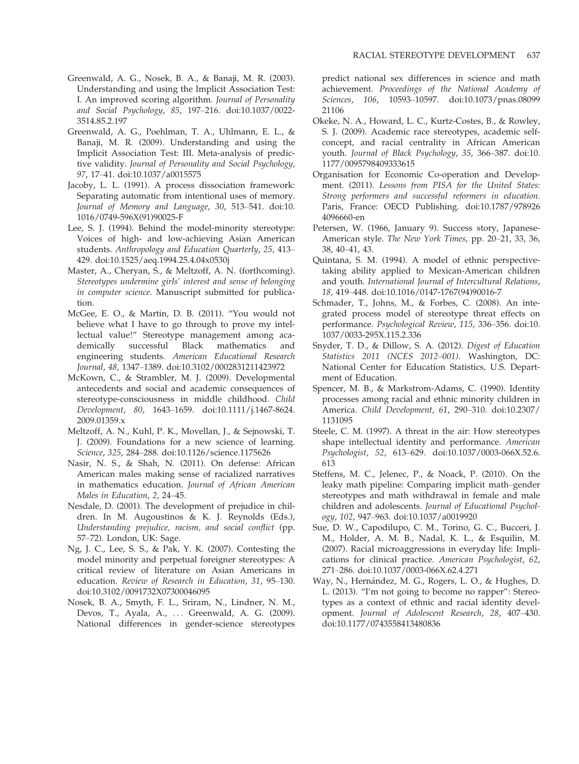Greenwald, A. G., Nosek, B. A., & Banaji, M. R. (2003). Understanding and using the Implicit Association Test: I. An improved scoring algorithm. *Journal of Personality and Social Psychology*, *85*, 197–216. doi:10.1037/0022-3514.85.2.197

Greenwald, A. G., Poehlman, T. A., Uhlmann, E. L., & Banaji, M. R. (2009). Understanding and using the Implicit Association Test: III. Meta-analysis of predictive validity. *Journal of Personality and Social Psychology*, *97*, 17–41. doi:10.1037/a0015575

Jacoby, L. L. (1991). A process dissociation framework: Separating automatic from intentional uses of memory. *Journal of Memory and Language*, *30*, 513–541. doi:10.1016/0749-596X(91)90025-F

Lee, S. J. (1994). Behind the model-minority stereotype: Voices of high- and low-achieving Asian American students. *Anthropology and Education Quarterly*, *25*, 413–429. doi:10.1525/aeq.1994.25.4.04x0530j

Master, A., Cheryan, S., & Meltzoff, A. N. (forthcoming). *Stereotypes undermine girls' interest and sense of belonging in computer science*. Manuscript submitted for publication.

McGee, E. O., & Martin, D. B. (2011). "You would not believe what I have to go through to prove my intellectual value!" Stereotype management among academically successful Black mathematics and engineering students. *American Educational Research Journal*, *48*, 1347–1389. doi:10.3102/0002831211423972

McKown, C., & Strambler, M. J. (2009). Developmental antecedents and social and academic consequences of stereotype-consciousness in middle childhood. *Child Development*, *80*, 1643–1659. doi:10.1111/j.1467-8624.2009.01359.x

Meltzoff, A. N., Kuhl, P. K., Movellan, J., & Sejnowski, T. J. (2009). Foundations for a new science of learning. *Science*, *325*, 284–288. doi:10.1126/science.1175626

Nasir, N. S., & Shah, N. (2011). On defense: African American males making sense of racialized narratives in mathematics education. *Journal of African American Males in Education*, *2*, 24–45.

Nesdale, D. (2001). The development of prejudice in children. In M. Augoustinos & K. J. Reynolds (Eds.), *Understanding prejudice, racism, and social conflict* (pp. 57–72). London, UK: Sage.

Ng, J. C., Lee, S. S., & Pak, Y. K. (2007). Contesting the model minority and perpetual foreigner stereotypes: A critical review of literature on Asian Americans in education. *Review of Research in Education*, *31*, 95–130. doi:10.3102/0091732X07300046095

Nosek, B. A., Smyth, F. L., Sriram, N., Lindner, N. M., Devos, T., Ayala, A., ... Greenwald, A. G. (2009). National differences in gender-science stereotypes predict national sex differences in science and math achievement. *Proceedings of the National Academy of Sciences*, *106*, 10593–10597. doi:10.1073/pnas.0809921106

Okeke, N. A., Howard, L. C., Kurtz-Costes, B., & Rowley, S. J. (2009). Academic race stereotypes, academic self-concept, and racial centrality in African American youth. *Journal of Black Psychology*, *35*, 366–387. doi:10.1177/0095798409333615

Organisation for Economic Co-operation and Development. (2011). *Lessons from PISA for the United States: Strong performers and successful reformers in education*. Paris, France: OECD Publishing. doi:10.1787/9789264096660-en

Petersen, W. (1966, January 9). Success story, Japanese-American style. *The New York Times*, pp. 20–21, 33, 36, 38, 40–41, 43.

Quintana, S. M. (1994). A model of ethnic perspective-taking ability applied to Mexican-American children and youth. *International Journal of Intercultural Relations*, *18*, 419–448. doi:10.1016/0147-1767(94)90016-7

Schmader, T., Johns, M., & Forbes, C. (2008). An integrated process model of stereotype threat effects on performance. *Psychological Review*, *115*, 336–356. doi:10.1037/0033-295X.115.2.336

Snyder, T. D., & Dillow, S. A. (2012). *Digest of Education Statistics 2011 (NCES 2012–001)*. Washington, DC: National Center for Education Statistics, U.S. Department of Education.

Spencer, M. B., & Markstrom-Adams, C. (1990). Identity processes among racial and ethnic minority children in America. *Child Development*, *61*, 290–310. doi:10.2307/1131095

Steele, C. M. (1997). A threat in the air: How stereotypes shape intellectual identity and performance. *American Psychologist*, *52*, 613–629. doi:10.1037/0003-066X.52.6.613

Steffens, M. C., Jelenec, P., & Noack, P. (2010). On the leaky math pipeline: Comparing implicit math–gender stereotypes and math withdrawal in female and male children and adolescents. *Journal of Educational Psychology*, *102*, 947–963. doi:10.1037/a0019920

Sue, D. W., Capodilupo, C. M., Torino, G. C., Bucceri, J. M., Holder, A. M. B., Nadal, K. L., & Esquilin, M. (2007). Racial microaggressions in everyday life: Implications for clinical practice. *American Psychologist*, *62*, 271–286. doi:10.1037/0003-066X.62.4.271

Way, N., Hernández, M. G., Rogers, L. O., & Hughes, D. L. (2013). "I'm not going to become no rapper": Stereotypes as a context of ethnic and racial identity development. *Journal of Adolescent Research*, *28*, 407–430. doi:10.1177/0743558413480836